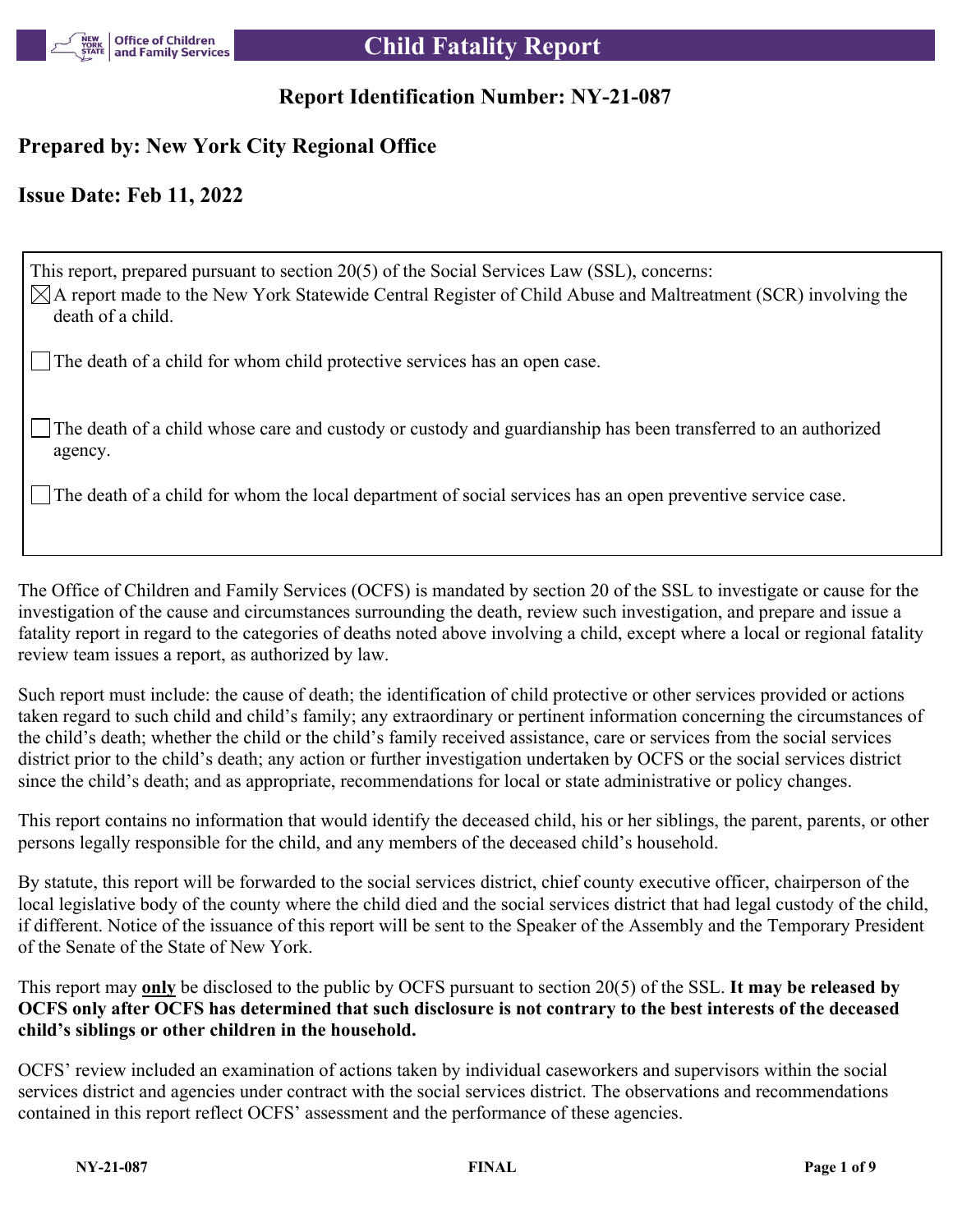# Child Fatality Report

## Report Identification Number: NY-21-087

### Prepared by: New York City Regional Office

### Issue Date: Feb 11, 2022

This report, prepared pursuant to section 20(5) of the Social Services Law (SSL), concerns:

- [x] A report made to the New York Statewide Central Register of Child Abuse and Maltreatment (SCR) involving the death of a child.
- [ ] The death of a child for whom child protective services has an open case.
- [ ] The death of a child whose care and custody or custody and guardianship has been transferred to an authorized agency.
- [ ] The death of a child for whom the local department of social services has an open preventive service case.

The Office of Children and Family Services (OCFS) is mandated by section 20 of the SSL to investigate or cause for the investigation of the cause and circumstances surrounding the death, review such investigation, and prepare and issue a fatality report in regard to the categories of deaths noted above involving a child, except where a local or regional fatality review team issues a report, as authorized by law.

Such report must include: the cause of death; the identification of child protective or other services provided or actions taken regard to such child and child's family; any extraordinary or pertinent information concerning the circumstances of the child's death; whether the child or the child's family received assistance, care or services from the social services district prior to the child's death; any action or further investigation undertaken by OCFS or the social services district since the child's death; and as appropriate, recommendations for local or state administrative or policy changes.

This report contains no information that would identify the deceased child, his or her siblings, the parent, parents, or other persons legally responsible for the child, and any members of the deceased child's household.

By statute, this report will be forwarded to the social services district, chief county executive officer, chairperson of the local legislative body of the county where the child died and the social services district that had legal custody of the child, if different. Notice of the issuance of this report will be sent to the Speaker of the Assembly and the Temporary President of the Senate of the State of New York.

This report may **only** be disclosed to the public by OCFS pursuant to section 20(5) of the SSL. **It may be released by OCFS only after OCFS has determined that such disclosure is not contrary to the best interests of the deceased child's siblings or other children in the household.**

OCFS' review included an examination of actions taken by individual caseworkers and supervisors within the social services district and agencies under contract with the social services district. The observations and recommendations contained in this report reflect OCFS' assessment and the performance of these agencies.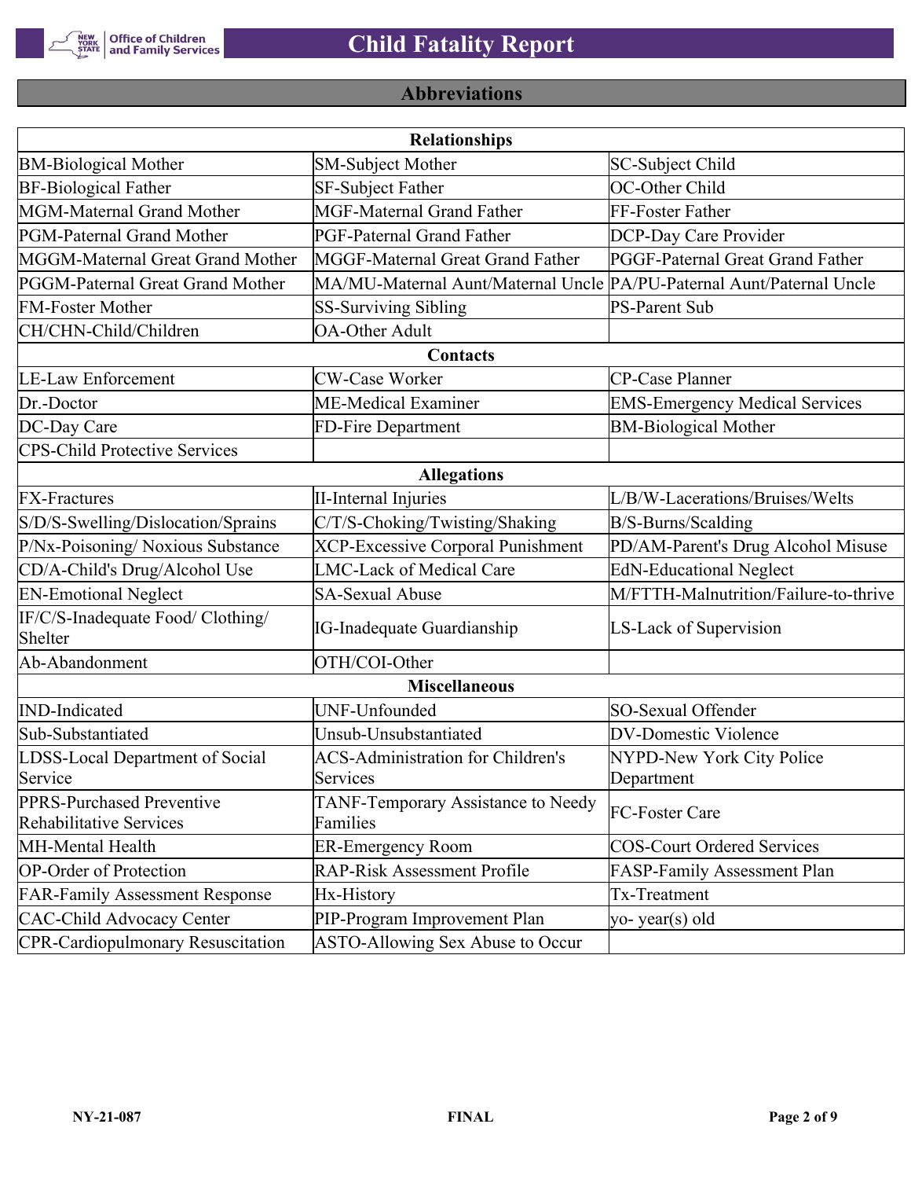## Abbreviations

| Relationships | | |
|---|---|---|
| BM-Biological Mother | SM-Subject Mother | SC-Subject Child |
| BF-Biological Father | SF-Subject Father | OC-Other Child |
| MGM-Maternal Grand Mother | MGF-Maternal Grand Father | FF-Foster Father |
| PGM-Paternal Grand Mother | PGF-Paternal Grand Father | DCP-Day Care Provider |
| MGGM-Maternal Great Grand Mother | MGGF-Maternal Great Grand Father | PGGF-Paternal Great Grand Father |
| PGGM-Paternal Great Grand Mother | MA/MU-Maternal Aunt/Maternal Uncle | PA/PU-Paternal Aunt/Paternal Uncle |
| FM-Foster Mother | SS-Surviving Sibling | PS-Parent Sub |
| CH/CHN-Child/Children | OA-Other Adult | |
| **Contacts** | | |
| LE-Law Enforcement | CW-Case Worker | CP-Case Planner |
| Dr.-Doctor | ME-Medical Examiner | EMS-Emergency Medical Services |
| DC-Day Care | FD-Fire Department | BM-Biological Mother |
| CPS-Child Protective Services | | |
| **Allegations** | | |
| FX-Fractures | II-Internal Injuries | L/B/W-Lacerations/Bruises/Welts |
| S/D/S-Swelling/Dislocation/Sprains | C/T/S-Choking/Twisting/Shaking | B/S-Burns/Scalding |
| P/Nx-Poisoning/ Noxious Substance | XCP-Excessive Corporal Punishment | PD/AM-Parent's Drug Alcohol Misuse |
| CD/A-Child's Drug/Alcohol Use | LMC-Lack of Medical Care | EdN-Educational Neglect |
| EN-Emotional Neglect | SA-Sexual Abuse | M/FTTH-Malnutrition/Failure-to-thrive |
| IF/C/S-Inadequate Food/ Clothing/ Shelter | IG-Inadequate Guardianship | LS-Lack of Supervision |
| Ab-Abandonment | OTH/COI-Other | |
| **Miscellaneous** | | |
| IND-Indicated | UNF-Unfounded | SO-Sexual Offender |
| Sub-Substantiated | Unsub-Unsubstantiated | DV-Domestic Violence |
| LDSS-Local Department of Social Service | ACS-Administration for Children's Services | NYPD-New York City Police Department |
| PPRS-Purchased Preventive Rehabilitative Services | TANF-Temporary Assistance to Needy Families | FC-Foster Care |
| MH-Mental Health | ER-Emergency Room | COS-Court Ordered Services |
| OP-Order of Protection | RAP-Risk Assessment Profile | FASP-Family Assessment Plan |
| FAR-Family Assessment Response | Hx-History | Tx-Treatment |
| CAC-Child Advocacy Center | PIP-Program Improvement Plan | yo- year(s) old |
| CPR-Cardiopulmonary Resuscitation | ASTO-Allowing Sex Abuse to Occur | |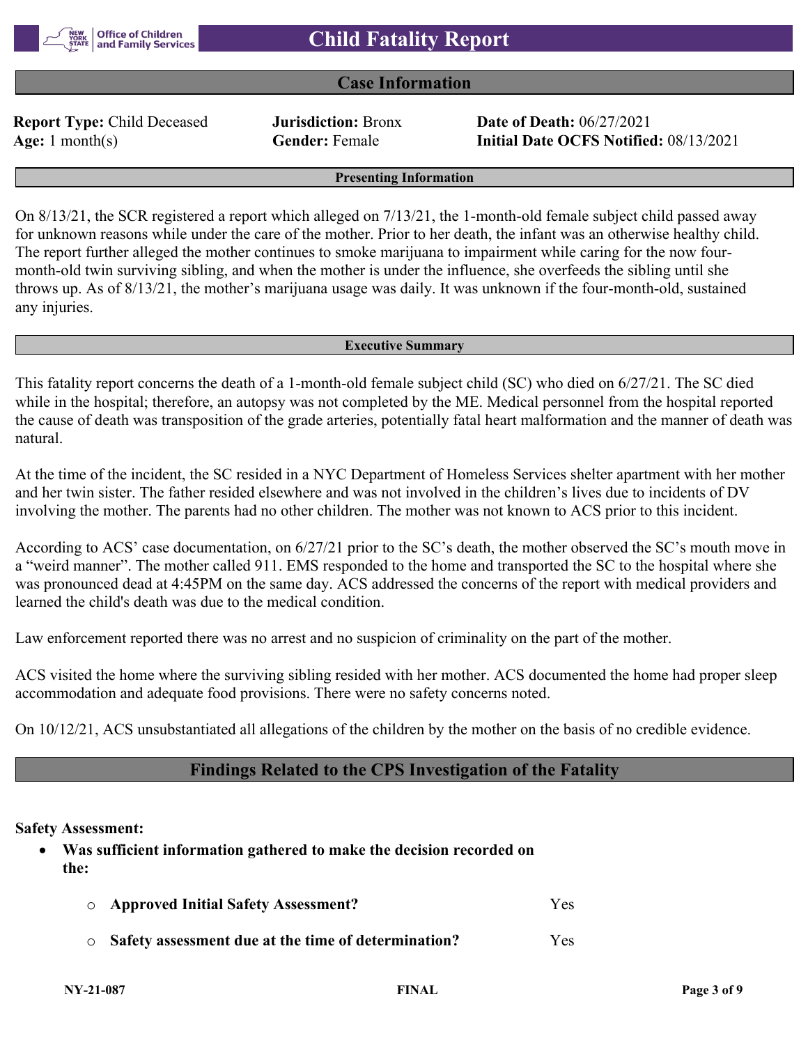# Child Fatality Report

## Case Information

**Report Type:** Child Deceased  **Jurisdiction:** Bronx  **Date of Death:** 06/27/2021
**Age:** 1 month(s)  **Gender:** Female  **Initial Date OCFS Notified:** 08/13/2021

### Presenting Information

On 8/13/21, the SCR registered a report which alleged on 7/13/21, the 1-month-old female subject child passed away for unknown reasons while under the care of the mother. Prior to her death, the infant was an otherwise healthy child. The report further alleged the mother continues to smoke marijuana to impairment while caring for the now four-month-old twin surviving sibling, and when the mother is under the influence, she overfeeds the sibling until she throws up. As of 8/13/21, the mother's marijuana usage was daily. It was unknown if the four-month-old, sustained any injuries.

### Executive Summary

This fatality report concerns the death of a 1-month-old female subject child (SC) who died on 6/27/21. The SC died while in the hospital; therefore, an autopsy was not completed by the ME. Medical personnel from the hospital reported the cause of death was transposition of the grade arteries, potentially fatal heart malformation and the manner of death was natural.

At the time of the incident, the SC resided in a NYC Department of Homeless Services shelter apartment with her mother and her twin sister. The father resided elsewhere and was not involved in the children's lives due to incidents of DV involving the mother. The parents had no other children. The mother was not known to ACS prior to this incident.

According to ACS' case documentation, on 6/27/21 prior to the SC's death, the mother observed the SC's mouth move in a "weird manner". The mother called 911. EMS responded to the home and transported the SC to the hospital where she was pronounced dead at 4:45PM on the same day. ACS addressed the concerns of the report with medical providers and learned the child's death was due to the medical condition.

Law enforcement reported there was no arrest and no suspicion of criminality on the part of the mother.

ACS visited the home where the surviving sibling resided with her mother. ACS documented the home had proper sleep accommodation and adequate food provisions. There were no safety concerns noted.

On 10/12/21, ACS unsubstantiated all allegations of the children by the mother on the basis of no credible evidence.

## Findings Related to the CPS Investigation of the Fatality

**Safety Assessment:**

- **Was sufficient information gathered to make the decision recorded on the:**
  - **Approved Initial Safety Assessment?** Yes
  - **Safety assessment due at the time of determination?** Yes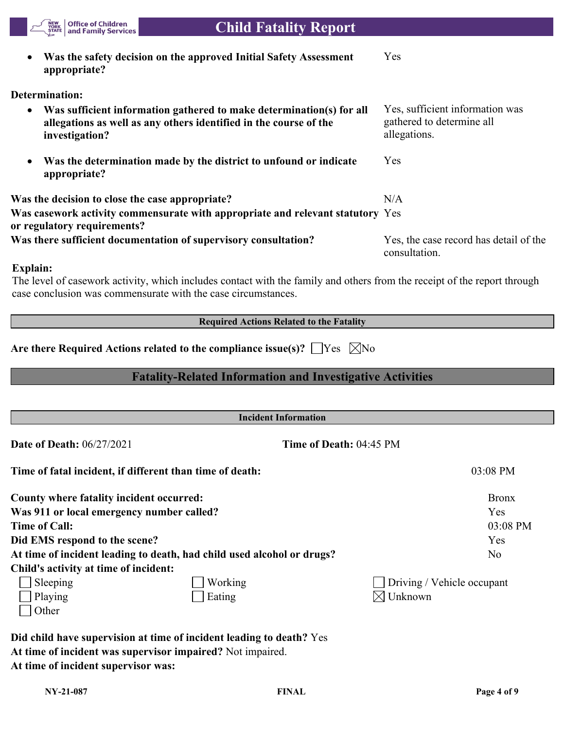- **Was the safety decision on the approved Initial Safety Assessment appropriate?** Yes

**Determination:**

- **Was sufficient information gathered to make determination(s) for all allegations as well as any others identified in the course of the investigation?** Yes, sufficient information was gathered to determine all allegations.
- **Was the determination made by the district to unfound or indicate appropriate?** Yes

**Was the decision to close the case appropriate?** N/A

**Was casework activity commensurate with appropriate and relevant statutory or regulatory requirements?** Yes

**Was there sufficient documentation of supervisory consultation?** Yes, the case record has detail of the consultation.

**Explain:**

The level of casework activity, which includes contact with the family and others from the receipt of the report through case conclusion was commensurate with the case circumstances.

**Required Actions Related to the Fatality**

**Are there Required Actions related to the compliance issue(s)?** ☐Yes ☒No

## Fatality-Related Information and Investigative Activities

**Incident Information**

**Date of Death:** 06/27/2021 **Time of Death:** 04:45 PM

**Time of fatal incident, if different than time of death:** 03:08 PM

**County where fatality incident occurred:** Bronx

**Was 911 or local emergency number called?** Yes

**Time of Call:** 03:08 PM

**Did EMS respond to the scene?** Yes

**At time of incident leading to death, had child used alcohol or drugs?** No

**Child's activity at time of incident:**

☐ Sleeping ☐ Working ☐ Driving / Vehicle occupant
☐ Playing ☐ Eating ☒ Unknown
☐ Other

**Did child have supervision at time of incident leading to death?** Yes

**At time of incident was supervisor impaired?** Not impaired.

**At time of incident supervisor was:**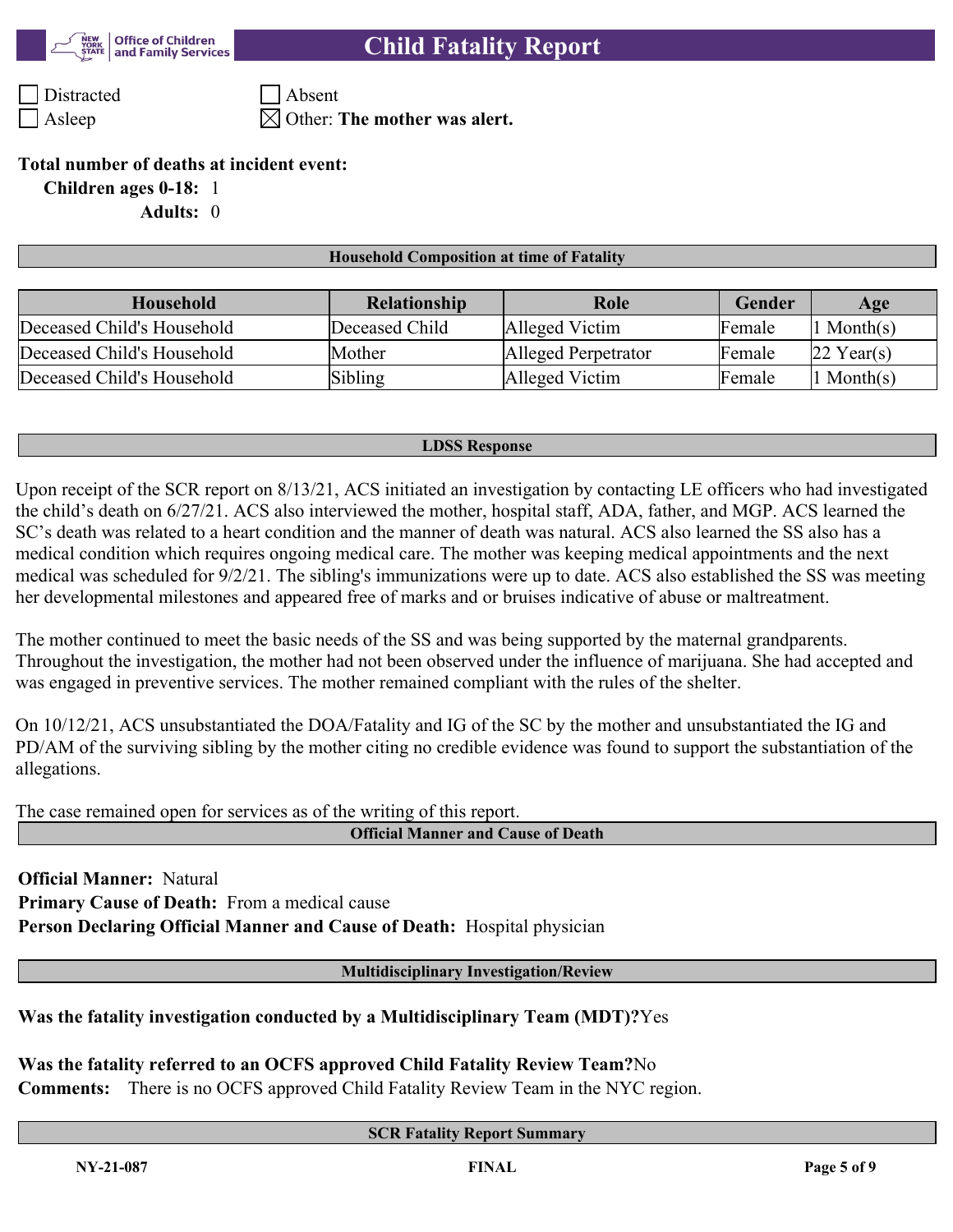- [ ] Distracted
- [ ] Absent
- [ ] Asleep
- [x] Other: **The mother was alert.**

**Total number of deaths at incident event:**

**Children ages 0-18:** 1

**Adults:** 0

**Household Composition at time of Fatality**

| Household | Relationship | Role | Gender | Age |
|---|---|---|---|---|
| Deceased Child's Household | Deceased Child | Alleged Victim | Female | 1 Month(s) |
| Deceased Child's Household | Mother | Alleged Perpetrator | Female | 22 Year(s) |
| Deceased Child's Household | Sibling | Alleged Victim | Female | 1 Month(s) |

**LDSS Response**

Upon receipt of the SCR report on 8/13/21, ACS initiated an investigation by contacting LE officers who had investigated the child's death on 6/27/21. ACS also interviewed the mother, hospital staff, ADA, father, and MGP. ACS learned the SC's death was related to a heart condition and the manner of death was natural. ACS also learned the SS also has a medical condition which requires ongoing medical care. The mother was keeping medical appointments and the next medical was scheduled for 9/2/21. The sibling's immunizations were up to date. ACS also established the SS was meeting her developmental milestones and appeared free of marks and or bruises indicative of abuse or maltreatment.

The mother continued to meet the basic needs of the SS and was being supported by the maternal grandparents. Throughout the investigation, the mother had not been observed under the influence of marijuana. She had accepted and was engaged in preventive services. The mother remained compliant with the rules of the shelter.

On 10/12/21, ACS unsubstantiated the DOA/Fatality and IG of the SC by the mother and unsubstantiated the IG and PD/AM of the surviving sibling by the mother citing no credible evidence was found to support the substantiation of the allegations.

The case remained open for services as of the writing of this report.

**Official Manner and Cause of Death**

**Official Manner:** Natural

**Primary Cause of Death:** From a medical cause

**Person Declaring Official Manner and Cause of Death:** Hospital physician

**Multidisciplinary Investigation/Review**

**Was the fatality investigation conducted by a Multidisciplinary Team (MDT)?** Yes

**Was the fatality referred to an OCFS approved Child Fatality Review Team?** No

**Comments:** There is no OCFS approved Child Fatality Review Team in the NYC region.

**SCR Fatality Report Summary**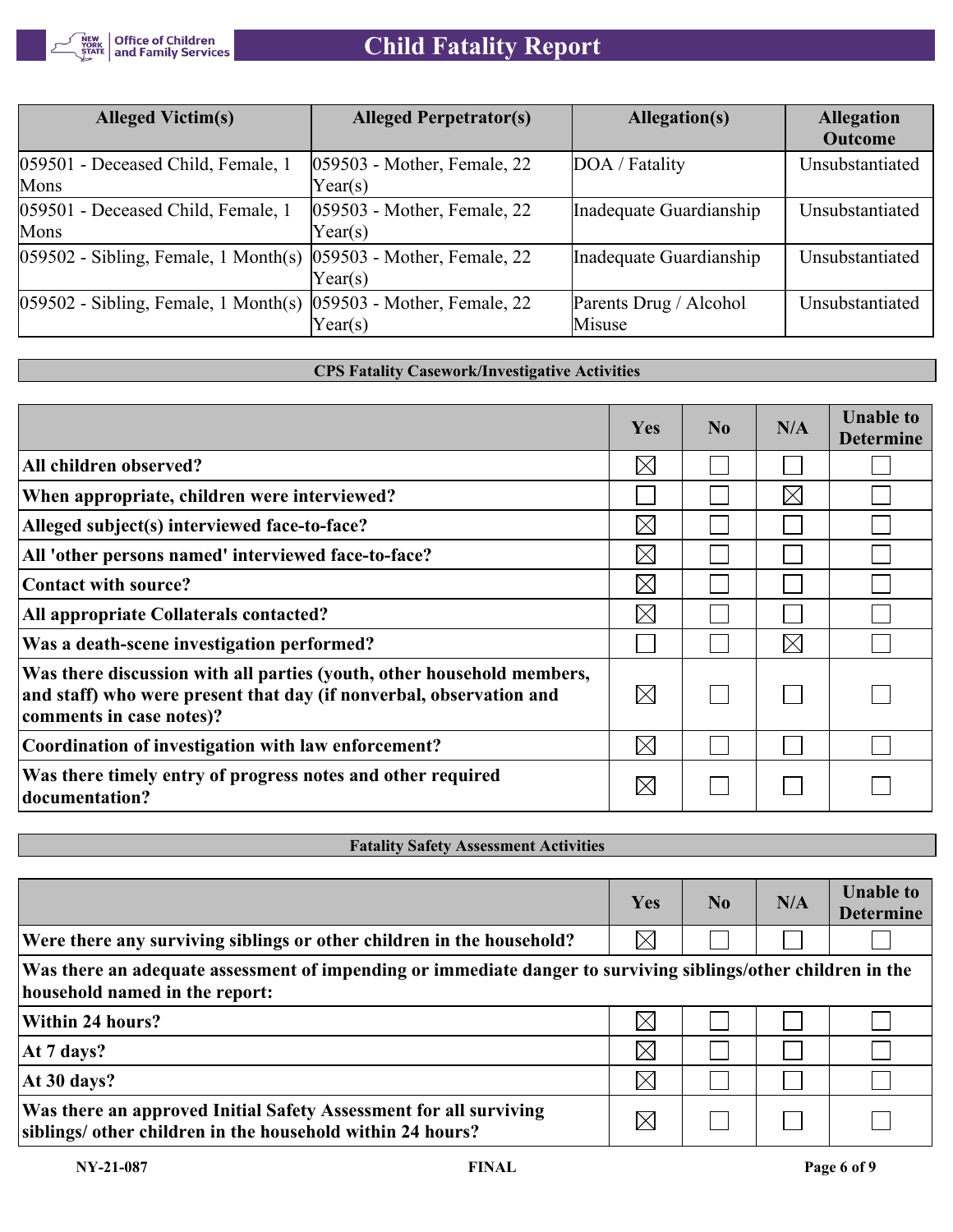| Alleged Victim(s) | Alleged Perpetrator(s) | Allegation(s) | Allegation Outcome |
|---|---|---|---|
| 059501 - Deceased Child, Female, 1 Mons | 059503 - Mother, Female, 22 Year(s) | DOA / Fatality | Unsubstantiated |
| 059501 - Deceased Child, Female, 1 Mons | 059503 - Mother, Female, 22 Year(s) | Inadequate Guardianship | Unsubstantiated |
| 059502 - Sibling, Female, 1 Month(s) | 059503 - Mother, Female, 22 Year(s) | Inadequate Guardianship | Unsubstantiated |
| 059502 - Sibling, Female, 1 Month(s) | 059503 - Mother, Female, 22 Year(s) | Parents Drug / Alcohol Misuse | Unsubstantiated |

## CPS Fatality Casework/Investigative Activities

| | Yes | No | N/A | Unable to Determine |
|---|---|---|---|---|
| **All children observed?** | ☒ | ☐ | ☐ | ☐ |
| **When appropriate, children were interviewed?** | ☐ | ☐ | ☒ | ☐ |
| **Alleged subject(s) interviewed face-to-face?** | ☒ | ☐ | ☐ | ☐ |
| **All 'other persons named' interviewed face-to-face?** | ☒ | ☐ | ☐ | ☐ |
| **Contact with source?** | ☒ | ☐ | ☐ | ☐ |
| **All appropriate Collaterals contacted?** | ☒ | ☐ | ☐ | ☐ |
| **Was a death-scene investigation performed?** | ☐ | ☐ | ☒ | ☐ |
| **Was there discussion with all parties (youth, other household members, and staff) who were present that day (if nonverbal, observation and comments in case notes)?** | ☒ | ☐ | ☐ | ☐ |
| **Coordination of investigation with law enforcement?** | ☒ | ☐ | ☐ | ☐ |
| **Was there timely entry of progress notes and other required documentation?** | ☒ | ☐ | ☐ | ☐ |

## Fatality Safety Assessment Activities

| | Yes | No | N/A | Unable to Determine |
|---|---|---|---|---|
| **Were there any surviving siblings or other children in the household?** | ☒ | ☐ | ☐ | ☐ |
| **Was there an adequate assessment of impending or immediate danger to surviving siblings/other children in the household named in the report:** | | | | |
| **Within 24 hours?** | ☒ | ☐ | ☐ | ☐ |
| **At 7 days?** | ☒ | ☐ | ☐ | ☐ |
| **At 30 days?** | ☒ | ☐ | ☐ | ☐ |
| **Was there an approved Initial Safety Assessment for all surviving siblings/ other children in the household within 24 hours?** | ☒ | ☐ | ☐ | ☐ |

NY-21-087 FINAL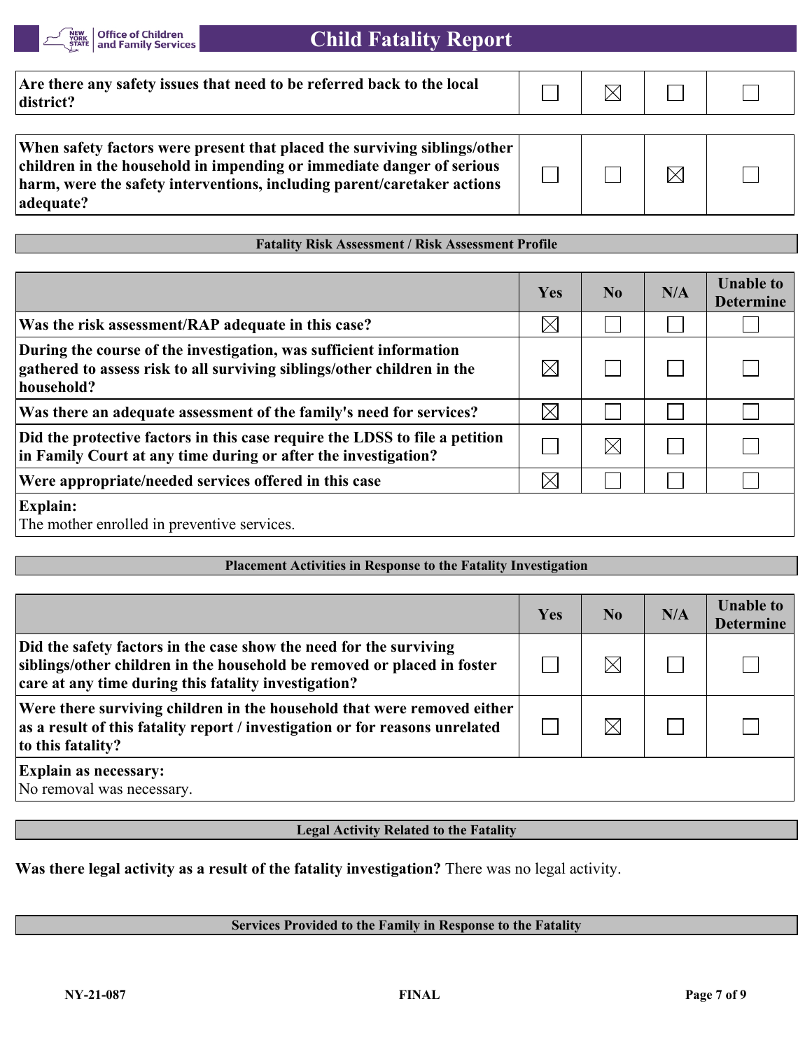| | | | | |
|---|---|---|---|---|
| **Are there any safety issues that need to be referred back to the local district?** | ☐ | ☒ | ☐ | ☐ |

| | | | | |
|---|---|---|---|---|
| **When safety factors were present that placed the surviving siblings/other children in the household in impending or immediate danger of serious harm, were the safety interventions, including parent/caretaker actions adequate?** | ☐ | ☐ | ☒ | ☐ |

## Fatality Risk Assessment / Risk Assessment Profile

| | Yes | No | N/A | Unable to Determine |
|---|---|---|---|---|
| **Was the risk assessment/RAP adequate in this case?** | ☒ | ☐ | ☐ | ☐ |
| **During the course of the investigation, was sufficient information gathered to assess risk to all surviving siblings/other children in the household?** | ☒ | ☐ | ☐ | ☐ |
| **Was there an adequate assessment of the family's need for services?** | ☒ | ☐ | ☐ | ☐ |
| **Did the protective factors in this case require the LDSS to file a petition in Family Court at any time during or after the investigation?** | ☐ | ☒ | ☐ | ☐ |
| **Were appropriate/needed services offered in this case** | ☒ | ☐ | ☐ | ☐ |

**Explain:**
The mother enrolled in preventive services.

## Placement Activities in Response to the Fatality Investigation

| | Yes | No | N/A | Unable to Determine |
|---|---|---|---|---|
| **Did the safety factors in the case show the need for the surviving siblings/other children in the household be removed or placed in foster care at any time during this fatality investigation?** | ☐ | ☒ | ☐ | ☐ |
| **Were there surviving children in the household that were removed either as a result of this fatality report / investigation or for reasons unrelated to this fatality?** | ☐ | ☒ | ☐ | ☐ |

**Explain as necessary:**
No removal was necessary.

## Legal Activity Related to the Fatality

**Was there legal activity as a result of the fatality investigation?** There was no legal activity.

## Services Provided to the Family in Response to the Fatality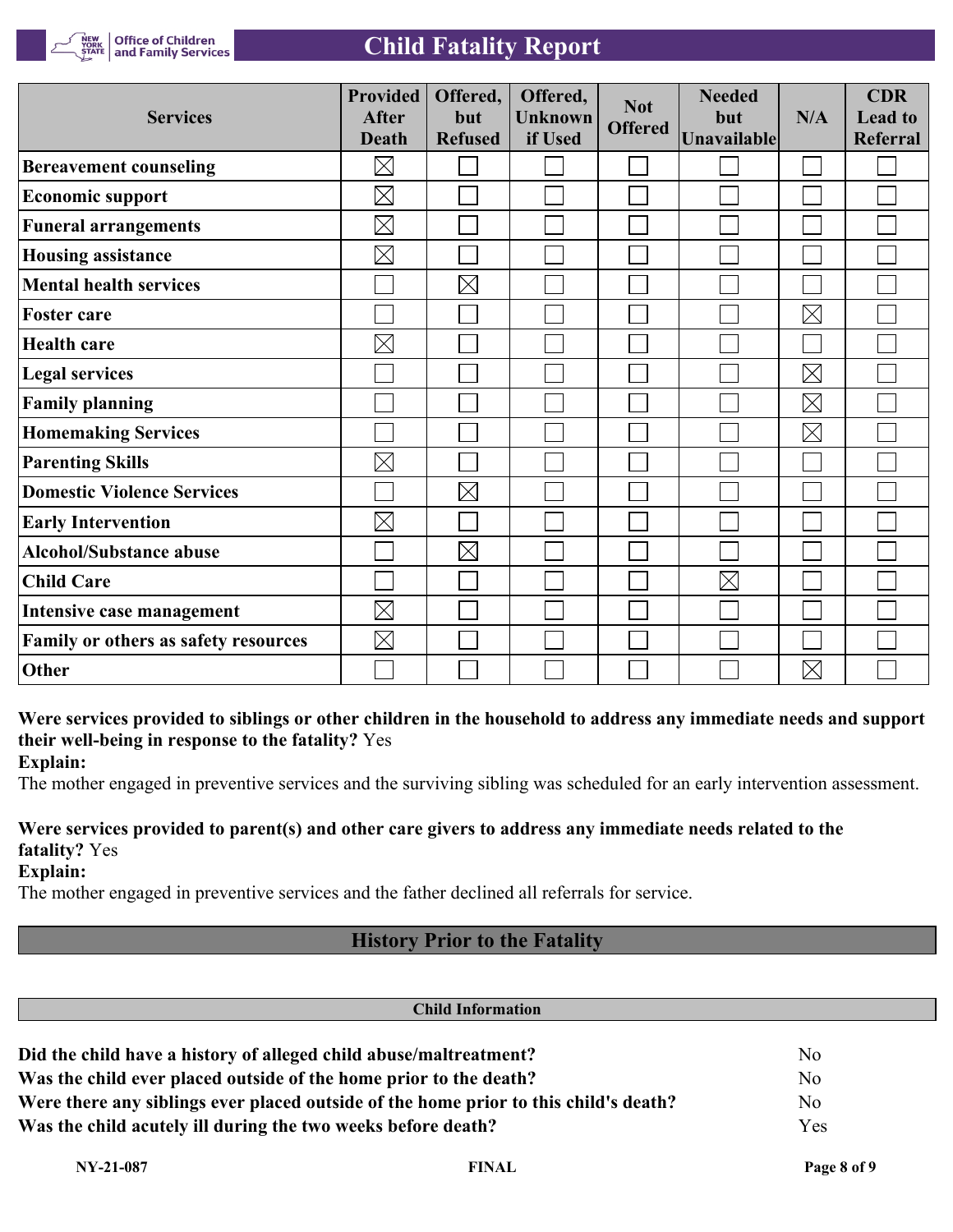| Services | Provided After Death | Offered, but Refused | Offered, Unknown if Used | Not Offered | Needed but Unavailable | N/A | CDR Lead to Referral |
|---|---|---|---|---|---|---|---|
| Bereavement counseling | ☒ | ☐ | ☐ | ☐ | ☐ | ☐ | ☐ |
| Economic support | ☒ | ☐ | ☐ | ☐ | ☐ | ☐ | ☐ |
| Funeral arrangements | ☒ | ☐ | ☐ | ☐ | ☐ | ☐ | ☐ |
| Housing assistance | ☒ | ☐ | ☐ | ☐ | ☐ | ☐ | ☐ |
| Mental health services | ☐ | ☒ | ☐ | ☐ | ☐ | ☐ | ☐ |
| Foster care | ☐ | ☐ | ☐ | ☐ | ☐ | ☒ | ☐ |
| Health care | ☒ | ☐ | ☐ | ☐ | ☐ | ☐ | ☐ |
| Legal services | ☐ | ☐ | ☐ | ☐ | ☐ | ☒ | ☐ |
| Family planning | ☐ | ☐ | ☐ | ☐ | ☐ | ☒ | ☐ |
| Homemaking Services | ☐ | ☐ | ☐ | ☐ | ☐ | ☒ | ☐ |
| Parenting Skills | ☒ | ☐ | ☐ | ☐ | ☐ | ☐ | ☐ |
| Domestic Violence Services | ☐ | ☒ | ☐ | ☐ | ☐ | ☐ | ☐ |
| Early Intervention | ☒ | ☐ | ☐ | ☐ | ☐ | ☐ | ☐ |
| Alcohol/Substance abuse | ☐ | ☒ | ☐ | ☐ | ☐ | ☐ | ☐ |
| Child Care | ☐ | ☐ | ☐ | ☐ | ☒ | ☐ | ☐ |
| Intensive case management | ☒ | ☐ | ☐ | ☐ | ☐ | ☐ | ☐ |
| Family or others as safety resources | ☒ | ☐ | ☐ | ☐ | ☐ | ☐ | ☐ |
| Other | ☐ | ☐ | ☐ | ☐ | ☐ | ☒ | ☐ |

**Were services provided to siblings or other children in the household to address any immediate needs and support their well-being in response to the fatality?** Yes

**Explain:**

The mother engaged in preventive services and the surviving sibling was scheduled for an early intervention assessment.

**Were services provided to parent(s) and other care givers to address any immediate needs related to the fatality?** Yes

**Explain:**

The mother engaged in preventive services and the father declined all referrals for service.

## History Prior to the Fatality

### Child Information

| | |
|---|---|
| **Did the child have a history of alleged child abuse/maltreatment?** | No |
| **Was the child ever placed outside of the home prior to the death?** | No |
| **Were there any siblings ever placed outside of the home prior to this child's death?** | No |
| **Was the child acutely ill during the two weeks before death?** | Yes |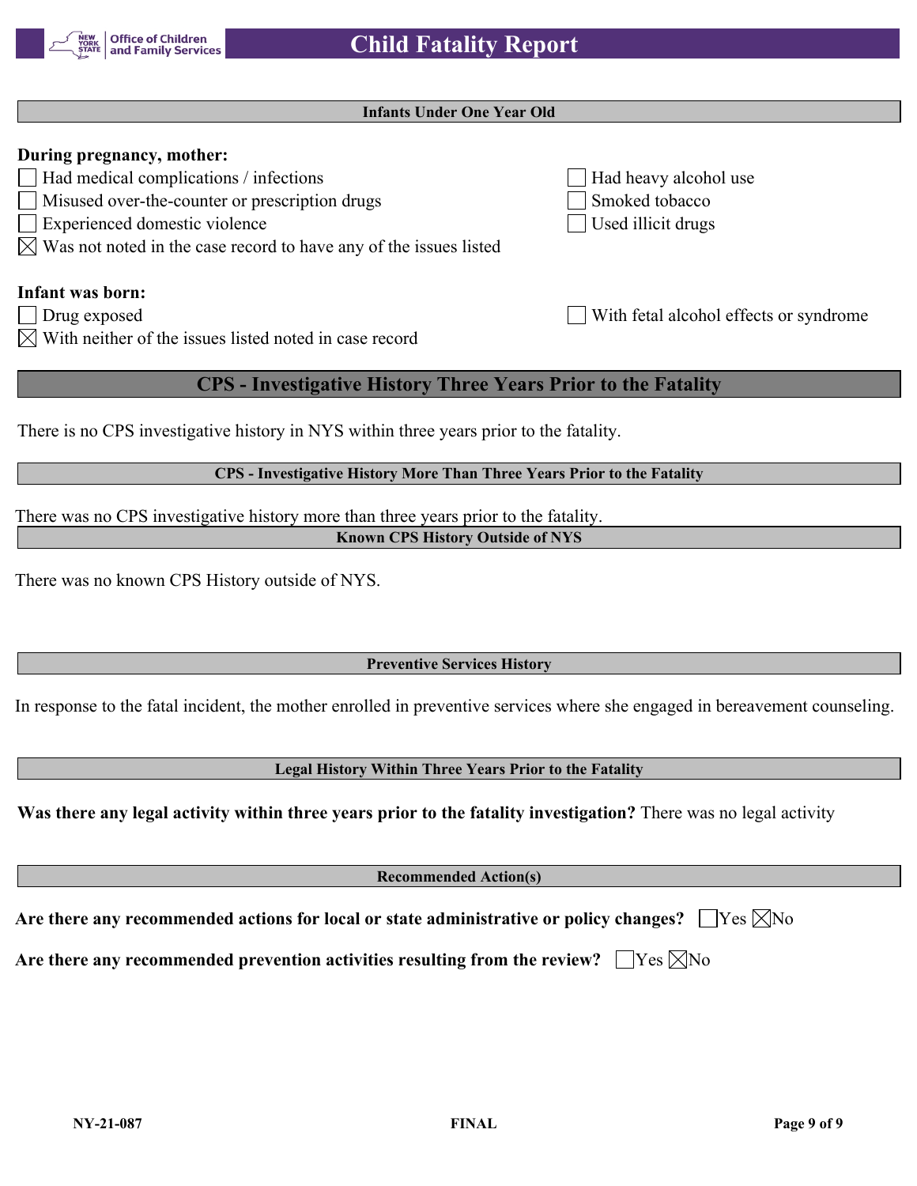### Infants Under One Year Old

**During pregnancy, mother:**

- ☐ Had medical complications / infections
- ☐ Misused over-the-counter or prescription drugs
- ☐ Experienced domestic violence
- ☒ Was not noted in the case record to have any of the issues listed
- ☐ Had heavy alcohol use
- ☐ Smoked tobacco
- ☐ Used illicit drugs

**Infant was born:**

- ☐ Drug exposed
- ☒ With neither of the issues listed noted in case record
- ☐ With fetal alcohol effects or syndrome

## CPS - Investigative History Three Years Prior to the Fatality

There is no CPS investigative history in NYS within three years prior to the fatality.

### CPS - Investigative History More Than Three Years Prior to the Fatality

There was no CPS investigative history more than three years prior to the fatality.

### Known CPS History Outside of NYS

There was no known CPS History outside of NYS.

### Preventive Services History

In response to the fatal incident, the mother enrolled in preventive services where she engaged in bereavement counseling.

### Legal History Within Three Years Prior to the Fatality

**Was there any legal activity within three years prior to the fatality investigation?** There was no legal activity

### Recommended Action(s)

**Are there any recommended actions for local or state administrative or policy changes?** ☐ Yes ☒ No

**Are there any recommended prevention activities resulting from the review?** ☐ Yes ☒ No